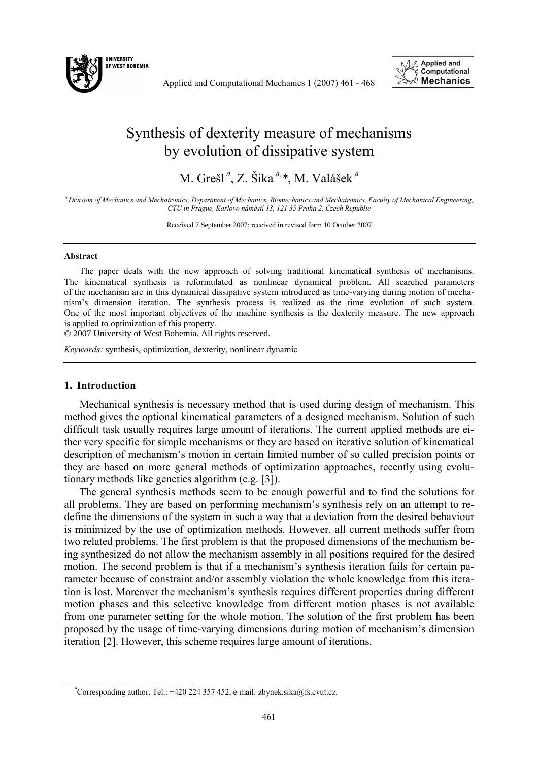# Synthesis of dexterity measure of mechanisms by evolution of dissipative system

M. Grešl [a], Z. Šika [a,*], M. Valášek [a]

[a] Division of Mechanics and Mechatronics, Department of Mechanics, Biomechanics and Mechatronics, Faculty of Mechanical Engineering, CTU in Prague, Karlovo náměstí 13, 121 35 Praha 2, Czech Republic

Received 7 September 2007; received in revised form 10 October 2007

---

**Abstract**

The paper deals with the new approach of solving traditional kinematical synthesis of mechanisms. The kinematical synthesis is reformulated as nonlinear dynamical problem. All searched parameters of the mechanism are in this dynamical dissipative system introduced as time-varying during motion of mechanism's dimension iteration. The synthesis process is realized as the time evolution of such system. One of the most important objectives of the machine synthesis is the dexterity measure. The new approach is applied to optimization of this property.

© 2007 University of West Bohemia. All rights reserved.

*Keywords:* synthesis, optimization, dexterity, nonlinear dynamic

---

## 1. Introduction

Mechanical synthesis is necessary method that is used during design of mechanism. This method gives the optional kinematical parameters of a designed mechanism. Solution of such difficult task usually requires large amount of iterations. The current applied methods are either very specific for simple mechanisms or they are based on iterative solution of kinematical description of mechanism's motion in certain limited number of so called precision points or they are based on more general methods of optimization approaches, recently using evolutionary methods like genetics algorithm (e.g. [3]).

The general synthesis methods seem to be enough powerful and to find the solutions for all problems. They are based on performing mechanism's synthesis rely on an attempt to redefine the dimensions of the system in such a way that a deviation from the desired behaviour is minimized by the use of optimization methods. However, all current methods suffer from two related problems. The first problem is that the proposed dimensions of the mechanism being synthesized do not allow the mechanism assembly in all positions required for the desired motion. The second problem is that if a mechanism's synthesis iteration fails for certain parameter because of constraint and/or assembly violation the whole knowledge from this iteration is lost. Moreover the mechanism's synthesis requires different properties during different motion phases and this selective knowledge from different motion phases is not available from one parameter setting for the whole motion. The solution of the first problem has been proposed by the usage of time-varying dimensions during motion of mechanism's dimension iteration [2]. However, this scheme requires large amount of iterations.

---

[*] Corresponding author. Tel.: +420 224 357 452, e-mail: zbynek.sika@fs.cvut.cz.